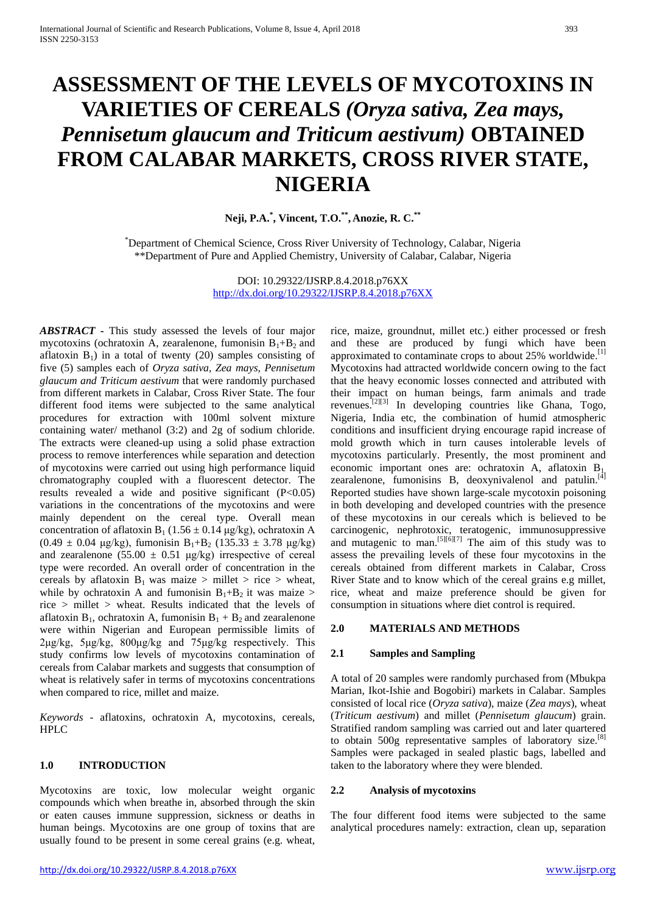# ASSESSMENT OF THE LEVELS OF MYCOTOXINS IN VARIETIES OF CEREALS *(Oryza sativa, Zea mays, Pennisetum glaucum and Triticum aestivum)* OBTAINED FROM CALABAR MARKETS, CROSS RIVER STATE, NIGERIA

**Neji, P.A.[*], Vincent, T.O.[**], Anozie, R. C.[**]**

[*]Department of Chemical Science, Cross River University of Technology, Calabar, Nigeria
[**]Department of Pure and Applied Chemistry, University of Calabar, Calabar, Nigeria

DOI: 10.29322/IJSRP.8.4.2018.p76XX
http://dx.doi.org/10.29322/IJSRP.8.4.2018.p76XX

***ABSTRACT*** - This study assessed the levels of four major mycotoxins (ochratoxin A, zearalenone, fumonisin $B_1$+$B_2$ and aflatoxin $B_1$) in a total of twenty (20) samples consisting of five (5) samples each of *Oryza sativa, Zea mays, Pennisetum glaucum and Triticum aestivum* that were randomly purchased from different markets in Calabar, Cross River State. The four different food items were subjected to the same analytical procedures for extraction with 100ml solvent mixture containing water/ methanol (3:2) and 2g of sodium chloride. The extracts were cleaned-up using a solid phase extraction process to remove interferences while separation and detection of mycotoxins were carried out using high performance liquid chromatography coupled with a fluorescent detector. The results revealed a wide and positive significant ($P<0.05$) variations in the concentrations of the mycotoxins and were mainly dependent on the cereal type. Overall mean concentration of aflatoxin $B_1$ ($1.56 \pm 0.14$ μg/kg), ochratoxin A ($0.49 \pm 0.04$ μg/kg), fumonisin $B_1$+$B_2$ ($135.33 \pm 3.78$ μg/kg) and zearalenone ($55.00 \pm 0.51$ μg/kg) irrespective of cereal type were recorded. An overall order of concentration in the cereals by aflatoxin $B_1$ was maize > millet > rice > wheat, while by ochratoxin A and fumonisin $B_1$+$B_2$ it was maize > rice > millet > wheat. Results indicated that the levels of aflatoxin $B_1$, ochratoxin A, fumonisin $B_1$ + $B_2$ and zearalenone were within Nigerian and European permissible limits of 2μg/kg, 5μg/kg, 800μg/kg and 75μg/kg respectively. This study confirms low levels of mycotoxins contamination of cereals from Calabar markets and suggests that consumption of wheat is relatively safer in terms of mycotoxins concentrations when compared to rice, millet and maize.

*Keywords* - aflatoxins, ochratoxin A, mycotoxins, cereals, HPLC

## 1.0 INTRODUCTION

Mycotoxins are toxic, low molecular weight organic compounds which when breathe in, absorbed through the skin or eaten causes immune suppression, sickness or deaths in human beings. Mycotoxins are one group of toxins that are usually found to be present in some cereal grains (e.g. wheat, rice, maize, groundnut, millet etc.) either processed or fresh and these are produced by fungi which have been approximated to contaminate crops to about 25% worldwide.[1] Mycotoxins had attracted worldwide concern owing to the fact that the heavy economic losses connected and attributed with their impact on human beings, farm animals and trade revenues.[2][3] In developing countries like Ghana, Togo, Nigeria, India etc, the combination of humid atmospheric conditions and insufficient drying encourage rapid increase of mold growth which in turn causes intolerable levels of mycotoxins particularly. Presently, the most prominent and economic important ones are: ochratoxin A, aflatoxin $B_1$, zearalenone, fumonisins B, deoxynivalenol and patulin.[4] Reported studies have shown large-scale mycotoxin poisoning in both developing and developed countries with the presence of these mycotoxins in our cereals which is believed to be carcinogenic, nephrotoxic, teratogenic, immunosuppressive and mutagenic to man.[5][6][7] The aim of this study was to assess the prevailing levels of these four mycotoxins in the cereals obtained from different markets in Calabar, Cross River State and to know which of the cereal grains e.g millet, rice, wheat and maize preference should be given for consumption in situations where diet control is required.

## 2.0 MATERIALS AND METHODS

### 2.1 Samples and Sampling

A total of 20 samples were randomly purchased from (Mbukpa Marian, Ikot-Ishie and Bogobiri) markets in Calabar. Samples consisted of local rice (*Oryza sativa*), maize (*Zea mays*), wheat (*Triticum aestivum*) and millet (*Pennisetum glaucum*) grain. Stratified random sampling was carried out and later quartered to obtain 500g representative samples of laboratory size.[8] Samples were packaged in sealed plastic bags, labelled and taken to the laboratory where they were blended.

### 2.2 Analysis of mycotoxins

The four different food items were subjected to the same analytical procedures namely: extraction, clean up, separation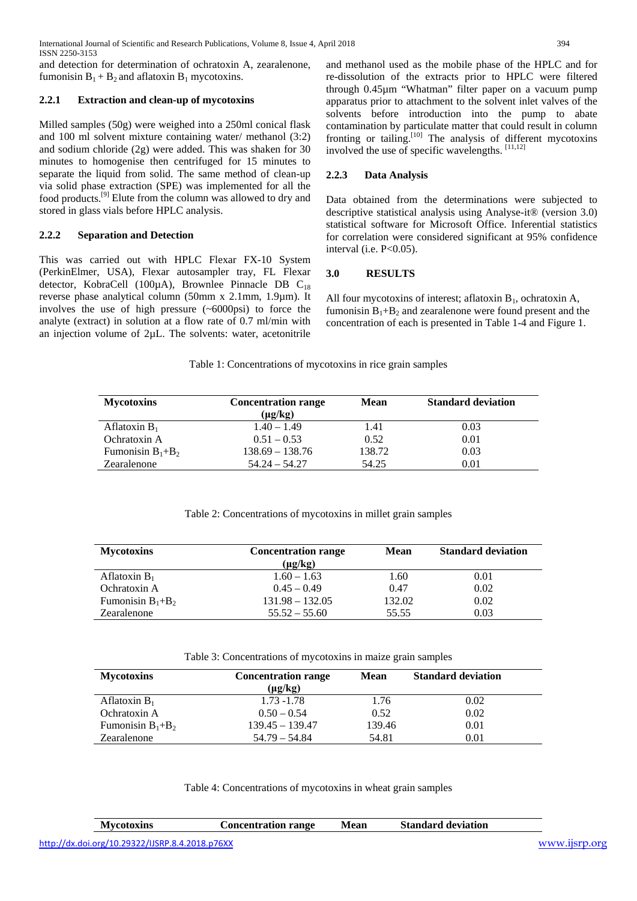and detection for determination of ochratoxin A, zearalenone, fumonisin $B_1 + B_2$ and aflatoxin $B_1$ mycotoxins.

### 2.2.1 Extraction and clean-up of mycotoxins

Milled samples (50g) were weighed into a 250ml conical flask and 100 ml solvent mixture containing water/ methanol (3:2) and sodium chloride (2g) were added. This was shaken for 30 minutes to homogenise then centrifuged for 15 minutes to separate the liquid from solid. The same method of clean-up via solid phase extraction (SPE) was implemented for all the food products.[9] Elute from the column was allowed to dry and stored in glass vials before HPLC analysis.

### 2.2.2 Separation and Detection

This was carried out with HPLC Flexar FX-10 System (PerkinElmer, USA), Flexar autosampler tray, FL Flexar detector, KobraCell (100µA), Brownlee Pinnacle DB $C_{18}$ reverse phase analytical column (50mm x 2.1mm, 1.9µm). It involves the use of high pressure (~6000psi) to force the analyte (extract) in solution at a flow rate of 0.7 ml/min with an injection volume of 2µL. The solvents: water, acetonitrile and methanol used as the mobile phase of the HPLC and for re-dissolution of the extracts prior to HPLC were filtered through 0.45µm "Whatman" filter paper on a vacuum pump apparatus prior to attachment to the solvent inlet valves of the solvents before introduction into the pump to abate contamination by particulate matter that could result in column fronting or tailing.[10] The analysis of different mycotoxins involved the use of specific wavelengths. [11,12]

### 2.2.3 Data Analysis

Data obtained from the determinations were subjected to descriptive statistical analysis using Analyse-it® (version 3.0) statistical software for Microsoft Office. Inferential statistics for correlation were considered significant at 95% confidence interval (i.e. $P<0.05$).

## 3.0 RESULTS

All four mycotoxins of interest; aflatoxin $B_1$, ochratoxin A, fumonisin $B_1+B_2$ and zearalenone were found present and the concentration of each is presented in Table 1-4 and Figure 1.

Table 1: Concentrations of mycotoxins in rice grain samples

| Mycotoxins | Concentration range (µg/kg) | Mean | Standard deviation |
|---|---|---|---|
| Aflatoxin $B_1$ | 1.40 – 1.49 | 1.41 | 0.03 |
| Ochratoxin A | 0.51 – 0.53 | 0.52 | 0.01 |
| Fumonisin $B_1+B_2$ | 138.69 – 138.76 | 138.72 | 0.03 |
| Zearalenone | 54.24 – 54.27 | 54.25 | 0.01 |

Table 2: Concentrations of mycotoxins in millet grain samples

| Mycotoxins | Concentration range (µg/kg) | Mean | Standard deviation |
|---|---|---|---|
| Aflatoxin $B_1$ | 1.60 – 1.63 | 1.60 | 0.01 |
| Ochratoxin A | 0.45 – 0.49 | 0.47 | 0.02 |
| Fumonisin $B_1+B_2$ | 131.98 – 132.05 | 132.02 | 0.02 |
| Zearalenone | 55.52 – 55.60 | 55.55 | 0.03 |

Table 3: Concentrations of mycotoxins in maize grain samples

| Mycotoxins | Concentration range (µg/kg) | Mean | Standard deviation |
|---|---|---|---|
| Aflatoxin $B_1$ | 1.73 -1.78 | 1.76 | 0.02 |
| Ochratoxin A | 0.50 – 0.54 | 0.52 | 0.02 |
| Fumonisin $B_1+B_2$ | 139.45 – 139.47 | 139.46 | 0.01 |
| Zearalenone | 54.79 – 54.84 | 54.81 | 0.01 |

Table 4: Concentrations of mycotoxins in wheat grain samples

| Mycotoxins | Concentration range | Mean | Standard deviation |
|---|---|---|---|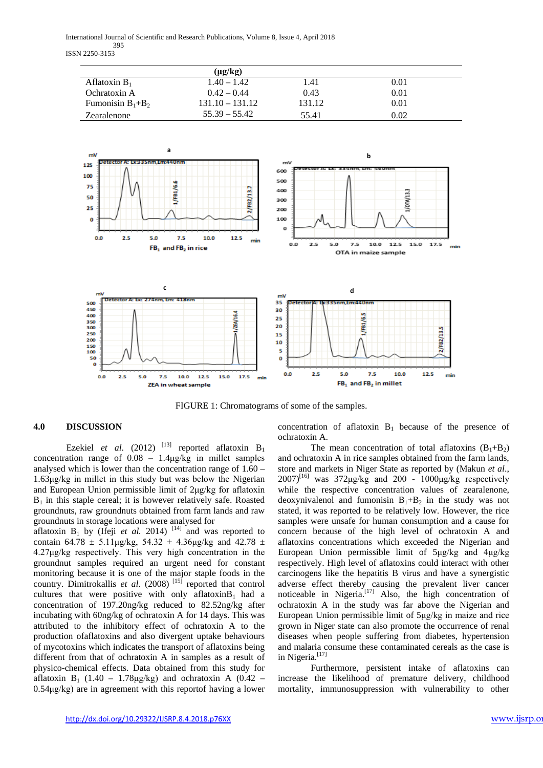| (μg/kg) | | | |
|---|---|---|---|
| Aflatoxin $B_1$ | 1.40 – 1.42 | 1.41 | 0.01 |
| Ochratoxin A | 0.42 – 0.44 | 0.43 | 0.01 |
| Fumonisin $B_1$+$B_2$ | 131.10 – 131.12 | 131.12 | 0.01 |
| Zearalenone | 55.39 – 55.42 | 55.41 | 0.02 |

FIGURE 1: Chromatograms of some of the samples.

## 4.0 DISCUSSION

Ezekiel *et al.* (2012) [13] reported aflatoxin $B_1$ concentration range of 0.08 – 1.4μg/kg in millet samples analysed which is lower than the concentration range of 1.60 – 1.63μg/kg in millet in this study but was below the Nigerian and European Union permissible limit of 2μg/kg for aflatoxin $B_1$ in this staple cereal; it is however relatively safe. Roasted groundnuts, raw groundnuts obtained from farm lands and raw groundnuts in storage locations were analysed for aflatoxin $B_1$ by (Ifeji *et al.* 2014) [14] and was reported to contain 64.78 ± 5.11μg/kg, 54.32 ± 4.36μg/kg and 42.78 ± 4.27μg/kg respectively. This very high concentration in the groundnut samples required an urgent need for constant monitoring because it is one of the major staple foods in the country. Dimitrokallis *et al.* (2008) [15] reported that control cultures that were positive with only aflatoxin$B_1$ had a concentration of 197.20ng/kg reduced to 82.52ng/kg after incubating with 60ng/kg of ochratoxin A for 14 days. This was attributed to the inhibitory effect of ochratoxin A to the production ofaflatoxins and also divergent uptake behaviours of mycotoxins which indicates the transport of aflatoxins being different from that of ochratoxin A in samples as a result of physico-chemical effects. Data obtained from this study for aflatoxin $B_1$ (1.40 – 1.78μg/kg) and ochratoxin A (0.42 – 0.54μg/kg) are in agreement with this reportof having a lower concentration of aflatoxin $B_1$ because of the presence of ochratoxin A.

The mean concentration of total aflatoxins ($B_1$+$B_2$) and ochratoxin A in rice samples obtained from the farm lands, store and markets in Niger State as reported by (Makun *et al.*, 2007)[16] was 372μg/kg and 200 - 1000μg/kg respectively while the respective concentration values of zearalenone, deoxynivalenol and fumonisin $B_1$+$B_2$ in the study was not stated, it was reported to be relatively low. However, the rice samples were unsafe for human consumption and a cause for concern because of the high level of ochratoxin A and aflatoxins concentrations which exceeded the Nigerian and European Union permissible limit of 5μg/kg and 4μg/kg respectively. High level of aflatoxins could interact with other carcinogens like the hepatitis B virus and have a synergistic adverse effect thereby causing the prevalent liver cancer noticeable in Nigeria.[17] Also, the high concentration of ochratoxin A in the study was far above the Nigerian and European Union permissible limit of 5μg/kg in maize and rice grown in Niger state can also promote the occurrence of renal diseases when people suffering from diabetes, hypertension and malaria consume these contaminated cereals as the case is in Nigeria.[17]

Furthermore, persistent intake of aflatoxins can increase the likelihood of premature delivery, childhood mortality, immunosuppression with vulnerability to other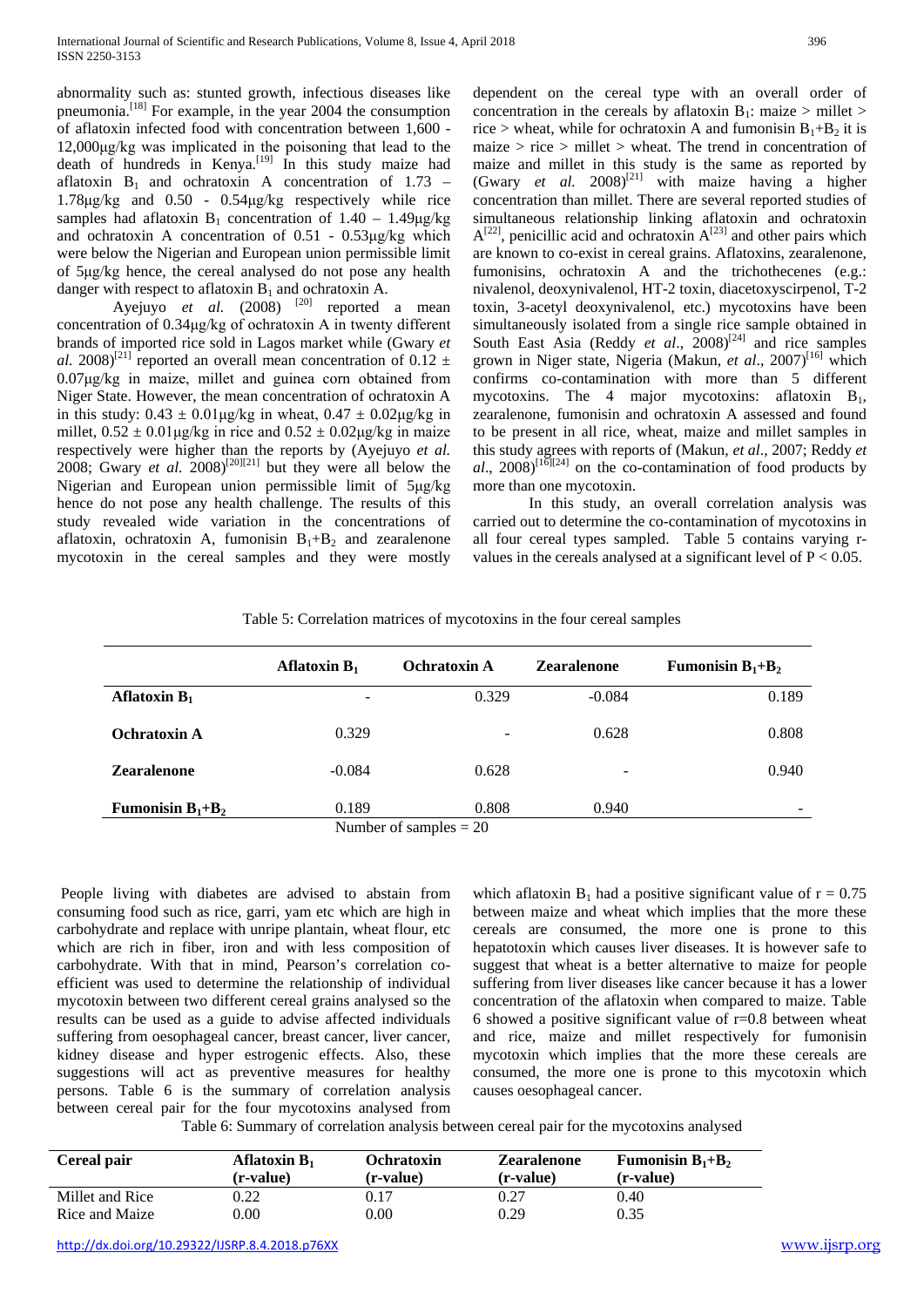abnormality such as: stunted growth, infectious diseases like pneumonia.[18] For example, in the year 2004 the consumption of aflatoxin infected food with concentration between 1,600 - 12,000μg/kg was implicated in the poisoning that lead to the death of hundreds in Kenya.[19] In this study maize had aflatoxin $B_1$ and ochratoxin A concentration of 1.73 – 1.78μg/kg and 0.50 - 0.54μg/kg respectively while rice samples had aflatoxin $B_1$ concentration of 1.40 – 1.49μg/kg and ochratoxin A concentration of 0.51 - 0.53μg/kg which were below the Nigerian and European union permissible limit of 5μg/kg hence, the cereal analysed do not pose any health danger with respect to aflatoxin $B_1$ and ochratoxin A.

Ayejuyo *et al.* (2008) [20] reported a mean concentration of 0.34μg/kg of ochratoxin A in twenty different brands of imported rice sold in Lagos market while (Gwary *et al.* 2008)[21] reported an overall mean concentration of 0.12 ± 0.07μg/kg in maize, millet and guinea corn obtained from Niger State. However, the mean concentration of ochratoxin A in this study: 0.43 ± 0.01μg/kg in wheat, 0.47 ± 0.02μg/kg in millet, 0.52 ± 0.01μg/kg in rice and 0.52 ± 0.02μg/kg in maize respectively were higher than the reports by (Ayejuyo *et al.* 2008; Gwary *et al.* 2008)[20][21] but they were all below the Nigerian and European union permissible limit of 5μg/kg hence do not pose any health challenge. The results of this study revealed wide variation in the concentrations of aflatoxin, ochratoxin A, fumonisin $B_1$+$B_2$ and zearalenone mycotoxin in the cereal samples and they were mostly dependent on the cereal type with an overall order of concentration in the cereals by aflatoxin $B_1$: maize > millet > rice > wheat, while for ochratoxin A and fumonisin $B_1$+$B_2$ it is maize > rice > millet > wheat. The trend in concentration of maize and millet in this study is the same as reported by (Gwary *et al.* 2008)[21] with maize having a higher concentration than millet. There are several reported studies of simultaneous relationship linking aflatoxin and ochratoxin A[22], penicillic acid and ochratoxin A[23] and other pairs which are known to co-exist in cereal grains. Aflatoxins, zearalenone, fumonisins, ochratoxin A and the trichothecenes (e.g.: nivalenol, deoxynivalenol, HT-2 toxin, diacetoxyscirpenol, T-2 toxin, 3-acetyl deoxynivalenol, etc.) mycotoxins have been simultaneously isolated from a single rice sample obtained in South East Asia (Reddy *et al*., 2008)[24] and rice samples grown in Niger state, Nigeria (Makun, *et al*., 2007)[16] which confirms co-contamination with more than 5 different mycotoxins. The 4 major mycotoxins: aflatoxin $B_1$, zearalenone, fumonisin and ochratoxin A assessed and found to be present in all rice, wheat, maize and millet samples in this study agrees with reports of (Makun, *et al*., 2007; Reddy *et al*., 2008)[16][24] on the co-contamination of food products by more than one mycotoxin.

In this study, an overall correlation analysis was carried out to determine the co-contamination of mycotoxins in all four cereal types sampled. Table 5 contains varying r-values in the cereals analysed at a significant level of $P < 0.05$.

Table 5: Correlation matrices of mycotoxins in the four cereal samples

| | Aflatoxin $B_1$ | Ochratoxin A | Zearalenone | Fumonisin $B_1$+$B_2$ |
|---|---|---|---|---|
| **Aflatoxin $B_1$** | - | 0.329 | -0.084 | 0.189 |
| **Ochratoxin A** | 0.329 | - | 0.628 | 0.808 |
| **Zearalenone** | -0.084 | 0.628 | - | 0.940 |
| **Fumonisin $B_1$+$B_2$** | 0.189 | 0.808 | 0.940 | - |

Number of samples = 20

People living with diabetes are advised to abstain from consuming food such as rice, garri, yam etc which are high in carbohydrate and replace with unripe plantain, wheat flour, etc which are rich in fiber, iron and with less composition of carbohydrate. With that in mind, Pearson's correlation co-efficient was used to determine the relationship of individual mycotoxin between two different cereal grains analysed so the results can be used as a guide to advise affected individuals suffering from oesophageal cancer, breast cancer, liver cancer, kidney disease and hyper estrogenic effects. Also, these suggestions will act as preventive measures for healthy persons. Table 6 is the summary of correlation analysis between cereal pair for the four mycotoxins analysed from which aflatoxin $B_1$ had a positive significant value of $r = 0.75$ between maize and wheat which implies that the more these cereals are consumed, the more one is prone to this hepatotoxin which causes liver diseases. It is however safe to suggest that wheat is a better alternative to maize for people suffering from liver diseases like cancer because it has a lower concentration of the aflatoxin when compared to maize. Table 6 showed a positive significant value of r=0.8 between wheat and rice, maize and millet respectively for fumonisin mycotoxin which implies that the more these cereals are consumed, the more one is prone to this mycotoxin which causes oesophageal cancer.

Table 6: Summary of correlation analysis between cereal pair for the mycotoxins analysed

| Cereal pair | Aflatoxin $B_1$ (r-value) | Ochratoxin (r-value) | Zearalenone (r-value) | Fumonisin $B_1$+$B_2$ (r-value) |
|---|---|---|---|---|
| Millet and Rice | 0.22 | 0.17 | 0.27 | 0.40 |
| Rice and Maize | 0.00 | 0.00 | 0.29 | 0.35 |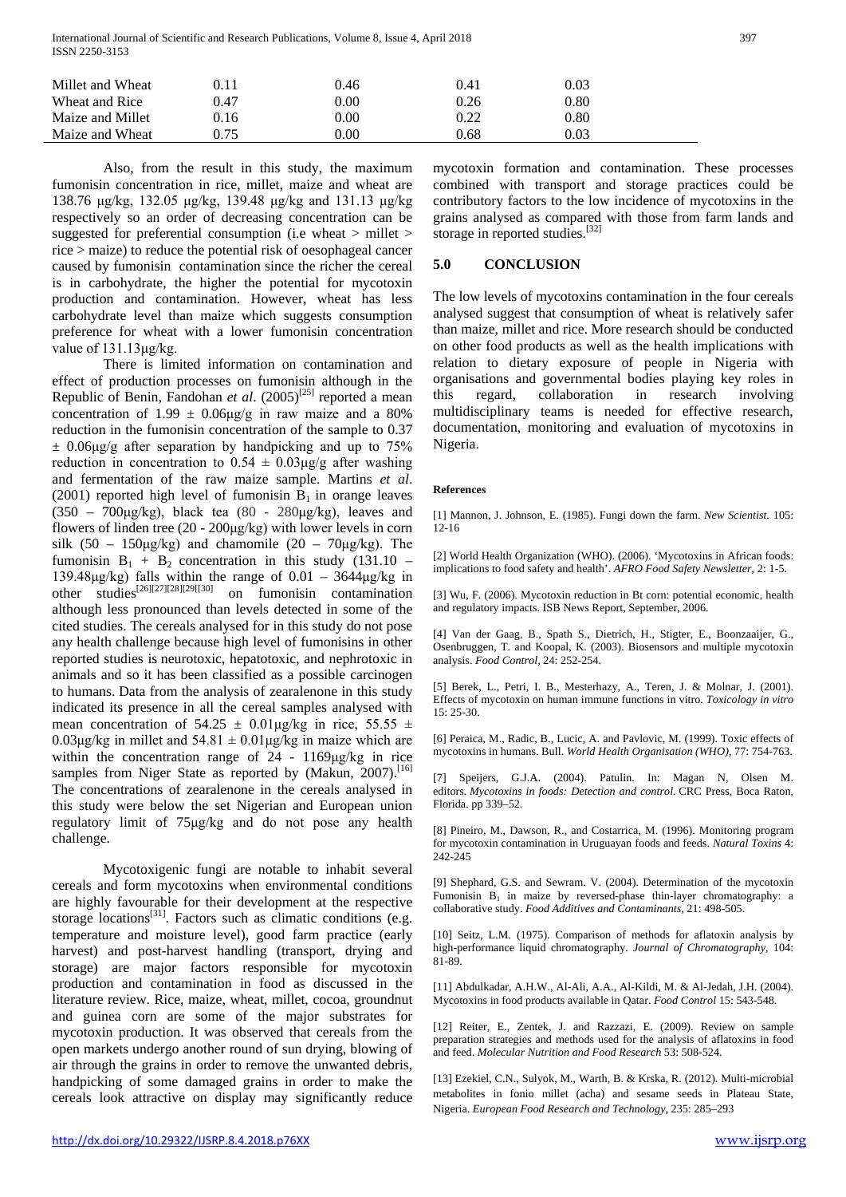| | | | | |
|---|---|---|---|---|
| Millet and Wheat | 0.11 | 0.46 | 0.41 | 0.03 |
| Wheat and Rice | 0.47 | 0.00 | 0.26 | 0.80 |
| Maize and Millet | 0.16 | 0.00 | 0.22 | 0.80 |
| Maize and Wheat | 0.75 | 0.00 | 0.68 | 0.03 |

Also, from the result in this study, the maximum fumonisin concentration in rice, millet, maize and wheat are 138.76 μg/kg, 132.05 μg/kg, 139.48 μg/kg and 131.13 μg/kg respectively so an order of decreasing concentration can be suggested for preferential consumption (i.e wheat > millet > rice > maize) to reduce the potential risk of oesophageal cancer caused by fumonisin contamination since the richer the cereal is in carbohydrate, the higher the potential for mycotoxin production and contamination. However, wheat has less carbohydrate level than maize which suggests consumption preference for wheat with a lower fumonisin concentration value of 131.13μg/kg.

There is limited information on contamination and effect of production processes on fumonisin although in the Republic of Benin, Fandohan *et al*. (2005)[25] reported a mean concentration of 1.99 ± 0.06μg/g in raw maize and a 80% reduction in the fumonisin concentration of the sample to 0.37 ± 0.06μg/g after separation by handpicking and up to 75% reduction in concentration to 0.54 ± 0.03μg/g after washing and fermentation of the raw maize sample. Martins *et al*. (2001) reported high level of fumonisin $B_1$ in orange leaves (350 – 700μg/kg), black tea (80 - 280μg/kg), leaves and flowers of linden tree (20 - 200μg/kg) with lower levels in corn silk (50 – 150μg/kg) and chamomile (20 – 70μg/kg). The fumonisin $B_1$ + $B_2$ concentration in this study (131.10 – 139.48μg/kg) falls within the range of 0.01 – 3644μg/kg in other studies[26][27][28][29][30] on fumonisin contamination although less pronounced than levels detected in some of the cited studies. The cereals analysed for in this study do not pose any health challenge because high level of fumonisins in other reported studies is neurotoxic, hepatotoxic, and nephrotoxic in animals and so it has been classified as a possible carcinogen to humans. Data from the analysis of zearalenone in this study indicated its presence in all the cereal samples analysed with mean concentration of 54.25 ± 0.01μg/kg in rice, 55.55 ± 0.03μg/kg in millet and 54.81 ± 0.01μg/kg in maize which are within the concentration range of 24 - 1169μg/kg in rice samples from Niger State as reported by (Makun, 2007).[16] The concentrations of zearalenone in the cereals analysed in this study were below the set Nigerian and European union regulatory limit of 75μg/kg and do not pose any health challenge.

Mycotoxigenic fungi are notable to inhabit several cereals and form mycotoxins when environmental conditions are highly favourable for their development at the respective storage locations[31]. Factors such as climatic conditions (e.g. temperature and moisture level), good farm practice (early harvest) and post-harvest handling (transport, drying and storage) are major factors responsible for mycotoxin production and contamination in food as discussed in the literature review. Rice, maize, wheat, millet, cocoa, groundnut and guinea corn are some of the major substrates for mycotoxin production. It was observed that cereals from the open markets undergo another round of sun drying, blowing of air through the grains in order to remove the unwanted debris, handpicking of some damaged grains in order to make the cereals look attractive on display may significantly reduce mycotoxin formation and contamination. These processes combined with transport and storage practices could be contributory factors to the low incidence of mycotoxins in the grains analysed as compared with those from farm lands and storage in reported studies.[32]

## 5.0 CONCLUSION

The low levels of mycotoxins contamination in the four cereals analysed suggest that consumption of wheat is relatively safer than maize, millet and rice. More research should be conducted on other food products as well as the health implications with relation to dietary exposure of people in Nigeria with organisations and governmental bodies playing key roles in this regard, collaboration in research involving multidisciplinary teams is needed for effective research, documentation, monitoring and evaluation of mycotoxins in Nigeria.

**References**

[1] Mannon, J. Johnson, E. (1985). Fungi down the farm. *New Scientist.* 105: 12-16

[2] World Health Organization (WHO). (2006). 'Mycotoxins in African foods: implications to food safety and health'. *AFRO Food Safety Newsletter*, 2: 1-5.

[3] Wu, F. (2006). Mycotoxin reduction in Bt corn: potential economic, health and regulatory impacts. ISB News Report, September, 2006.

[4] Van der Gaag, B., Spath S., Dietrich, H., Stigter, E., Boonzaaijer, G., Osenbruggen, T. and Koopal, K. (2003). Biosensors and multiple mycotoxin analysis. *Food Control*, 24: 252-254.

[5] Berek, L., Petri, I. B., Mesterhazy, A., Teren, J. & Molnar, J. (2001). Effects of mycotoxin on human immune functions in vitro. *Toxicology in vitro* 15: 25-30.

[6] Peraica, M., Radic, B., Lucic, A. and Pavlovic, M. (1999). Toxic effects of mycotoxins in humans. Bull. *World Health Organisation (WHO)*, 77: 754-763.

[7] Speijers, G.J.A. (2004). Patulin. In: Magan N, Olsen M. editors. *Mycotoxins in foods: Detection and control.* CRC Press, Boca Raton, Florida. pp 339–52.

[8] Pineiro, M., Dawson, R., and Costarrica, M. (1996). Monitoring program for mycotoxin contamination in Uruguayan foods and feeds. *Natural Toxins* 4: 242-245

[9] Shephard, G.S. and Sewram. V. (2004). Determination of the mycotoxin Fumonisin $B_1$ in maize by reversed-phase thin-layer chromatography: a collaborative study. *Food Additives and Contaminants*, 21: 498-505.

[10] Seitz, L.M. (1975). Comparison of methods for aflatoxin analysis by high-performance liquid chromatography. *Journal of Chromatography*, 104: 81-89.

[11] Abdulkadar, A.H.W., Al-Ali, A.A., Al-Kildi, M. & Al-Jedah, J.H. (2004). Mycotoxins in food products available in Qatar. *Food Control* 15: 543-548.

[12] Reiter, E., Zentek, J. and Razzazi, E. (2009). Review on sample preparation strategies and methods used for the analysis of aflatoxins in food and feed. *Molecular Nutrition and Food Research* 53: 508-524.

[13] Ezekiel, C.N., Sulyok, M., Warth, B. & Krska, R. (2012). Multi-microbial metabolites in fonio millet (acha) and sesame seeds in Plateau State, Nigeria. *European Food Research and Technology*, 235: 285–293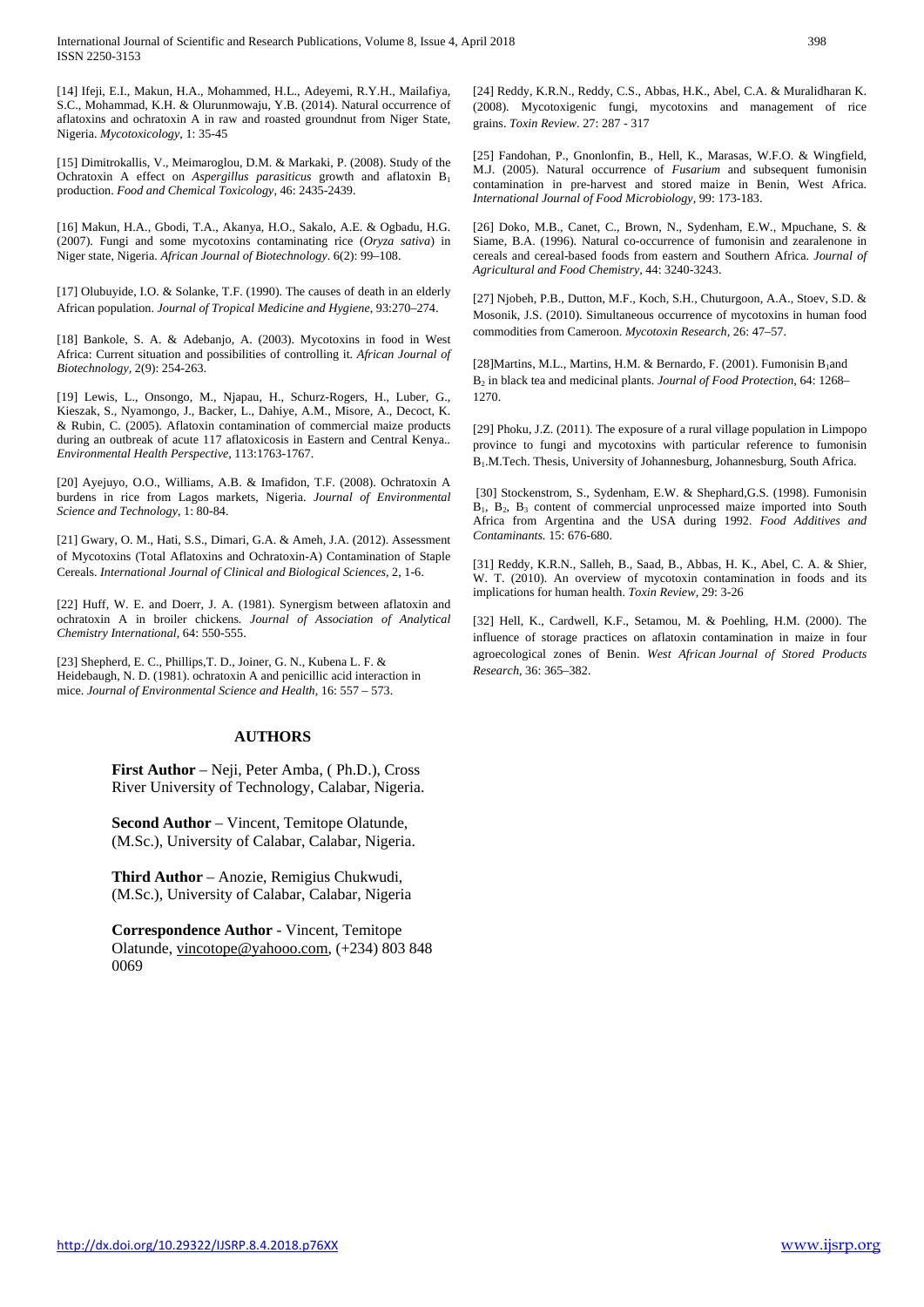[14] Ifeji, E.I., Makun, H.A., Mohammed, H.L., Adeyemi, R.Y.H., Mailafiya, S.C., Mohammad, K.H. & Olurunmowaju, Y.B. (2014). Natural occurrence of aflatoxins and ochratoxin A in raw and roasted groundnut from Niger State, Nigeria. *Mycotoxicology*, 1: 35-45

[15] Dimitrokallis, V., Meimaroglou, D.M. & Markaki, P. (2008). Study of the Ochratoxin A effect on *Aspergillus parasiticus* growth and aflatoxin $B_1$ production. *Food and Chemical Toxicology*, 46: 2435-2439.

[16] Makun, H.A., Gbodi, T.A., Akanya, H.O., Sakalo, A.E. & Ogbadu, H.G. (2007). Fungi and some mycotoxins contaminating rice (*Oryza sativa*) in Niger state, Nigeria. *African Journal of Biotechnology*. 6(2): 99–108.

[17] Olubuyide, I.O. & Solanke, T.F. (1990). The causes of death in an elderly African population. *Journal of Tropical Medicine and Hygiene*, 93:270–274.

[18] Bankole, S. A. & Adebanjo, A. (2003). Mycotoxins in food in West Africa: Current situation and possibilities of controlling it. *African Journal of Biotechnology*, 2(9): 254-263.

[19] Lewis, L., Onsongo, M., Njapau, H., Schurz-Rogers, H., Luber, G., Kieszak, S., Nyamongo, J., Backer, L., Dahiye, A.M., Misore, A., Decoct, K. & Rubin, C. (2005). Aflatoxin contamination of commercial maize products during an outbreak of acute 117 aflatoxicosis in Eastern and Central Kenya.. *Environmental Health Perspective*, 113:1763-1767.

[20] Ayejuyo, O.O., Williams, A.B. & Imafidon, T.F. (2008). Ochratoxin A burdens in rice from Lagos markets, Nigeria. *Journal of Environmental Science and Technology*, 1: 80-84.

[21] Gwary, O. M., Hati, S.S., Dimari, G.A. & Ameh, J.A. (2012). Assessment of Mycotoxins (Total Aflatoxins and Ochratoxin-A) Contamination of Staple Cereals. *International Journal of Clinical and Biological Sciences*, 2, 1-6.

[22] Huff, W. E. and Doerr, J. A. (1981). Synergism between aflatoxin and ochratoxin A in broiler chickens. *Journal of Association of Analytical Chemistry International*, 64: 550-555.

[23] Shepherd, E. C., Phillips,T. D., Joiner, G. N., Kubena L. F. & Heidebaugh, N. D. (1981). ochratoxin A and penicillic acid interaction in mice. *Journal of Environmental Science and Health*, 16: 557 – 573.

[24] Reddy, K.R.N., Reddy, C.S., Abbas, H.K., Abel, C.A. & Muralidharan K. (2008). Mycotoxigenic fungi, mycotoxins and management of rice grains. *Toxin Review*. 27: 287 - 317

[25] Fandohan, P., Gnonlonfin, B., Hell, K., Marasas, W.F.O. & Wingfield, M.J. (2005). Natural occurrence of *Fusarium* and subsequent fumonisin contamination in pre-harvest and stored maize in Benin, West Africa. *International Journal of Food Microbiology*, 99: 173-183.

[26] Doko, M.B., Canet, C., Brown, N., Sydenham, E.W., Mpuchane, S. & Siame, B.A. (1996). Natural co-occurrence of fumonisin and zearalenone in cereals and cereal-based foods from eastern and Southern Africa. *Journal of Agricultural and Food Chemistry*, 44: 3240-3243.

[27] Njobeh, P.B., Dutton, M.F., Koch, S.H., Chuturgoon, A.A., Stoev, S.D. & Mosonik, J.S. (2010). Simultaneous occurrence of mycotoxins in human food commodities from Cameroon. *Mycotoxin Research*, 26: 47–57.

[28]Martins, M.L., Martins, H.M. & Bernardo, F. (2001). Fumonisin $B_1$and $B_2$ in black tea and medicinal plants. *Journal of Food Protection*, 64: 1268–1270.

[29] Phoku, J.Z. (2011). The exposure of a rural village population in Limpopo province to fungi and mycotoxins with particular reference to fumonisin $B_1$.M.Tech. Thesis, University of Johannesburg, Johannesburg, South Africa.

[30] Stockenstrom, S., Sydenham, E.W. & Shephard,G.S. (1998). Fumonisin $B_1$, $B_2$, $B_3$ content of commercial unprocessed maize imported into South Africa from Argentina and the USA during 1992. *Food Additives and Contaminants.* 15: 676-680.

[31] Reddy, K.R.N., Salleh, B., Saad, B., Abbas, H. K., Abel, C. A. & Shier, W. T. (2010). An overview of mycotoxin contamination in foods and its implications for human health. *Toxin Review*, 29: 3-26

[32] Hell, K., Cardwell, K.F., Setamou, M. & Poehling, H.M. (2000). The influence of storage practices on aflatoxin contamination in maize in four agroecological zones of Benin. *West African Journal of Stored Products Research*, 36: 365–382.

## AUTHORS

**First Author** – Neji, Peter Amba, ( Ph.D.), Cross River University of Technology, Calabar, Nigeria.

**Second Author** – Vincent, Temitope Olatunde, (M.Sc.), University of Calabar, Calabar, Nigeria.

**Third Author** – Anozie, Remigius Chukwudi, (M.Sc.), University of Calabar, Calabar, Nigeria

**Correspondence Author** - Vincent, Temitope Olatunde, vincotope@yahooo.com, (+234) 803 848 0069